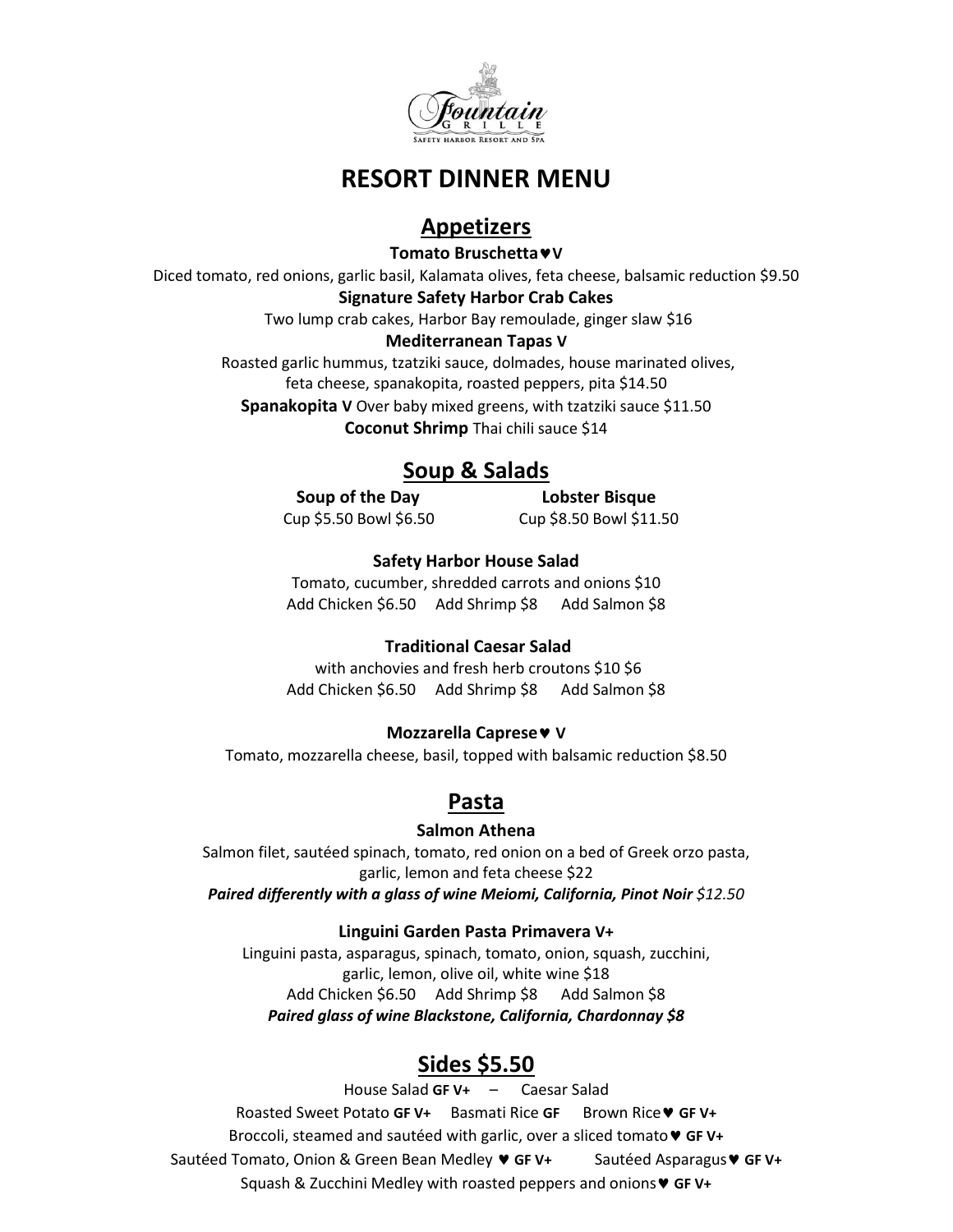Fountain GRILLE
Safety Harbor Resort and Spa

# RESORT DINNER MENU

## Appetizers

**Tomato Bruschetta♥V**

Diced tomato, red onions, garlic basil, Kalamata olives, feta cheese, balsamic reduction $9.50

**Signature Safety Harbor Crab Cakes**

Two lump crab cakes, Harbor Bay remoulade, ginger slaw $16

**Mediterranean Tapas V**

Roasted garlic hummus, tzatziki sauce, dolmades, house marinated olives, feta cheese, spanakopita, roasted peppers, pita $14.50

**Spanakopita V** Over baby mixed greens, with tzatziki sauce $11.50

**Coconut Shrimp** Thai chili sauce $14

## Soup & Salads

**Soup of the Day**
Cup $5.50 Bowl $6.50

**Lobster Bisque**
Cup $8.50 Bowl $11.50

**Safety Harbor House Salad**

Tomato, cucumber, shredded carrots and onions $10
Add Chicken $6.50 Add Shrimp $8 Add Salmon $8

**Traditional Caesar Salad**

with anchovies and fresh herb croutons $10 $6
Add Chicken $6.50 Add Shrimp $8 Add Salmon $8

**Mozzarella Caprese♥ V**

Tomato, mozzarella cheese, basil, topped with balsamic reduction $8.50

## Pasta

**Salmon Athena**

Salmon filet, sautéed spinach, tomato, red onion on a bed of Greek orzo pasta, garlic, lemon and feta cheese $22

***Paired differently with a glass of wine Meiomi, California, Pinot Noir** $12.50*

**Linguini Garden Pasta Primavera V+**

Linguini pasta, asparagus, spinach, tomato, onion, squash, zucchini, garlic, lemon, olive oil, white wine $18
Add Chicken $6.50 Add Shrimp $8 Add Salmon $8

***Paired glass of wine Blackstone, California, Chardonnay $8***

## Sides $5.50

House Salad **GF V+** – Caesar Salad

Roasted Sweet Potato **GF V+** Basmati Rice **GF** Brown Rice♥ **GF V+**

Broccoli, steamed and sautéed with garlic, over a sliced tomato♥ **GF V+**

Sautéed Tomato, Onion & Green Bean Medley ♥ **GF V+** Sautéed Asparagus♥ **GF V+**

Squash & Zucchini Medley with roasted peppers and onions♥ **GF V+**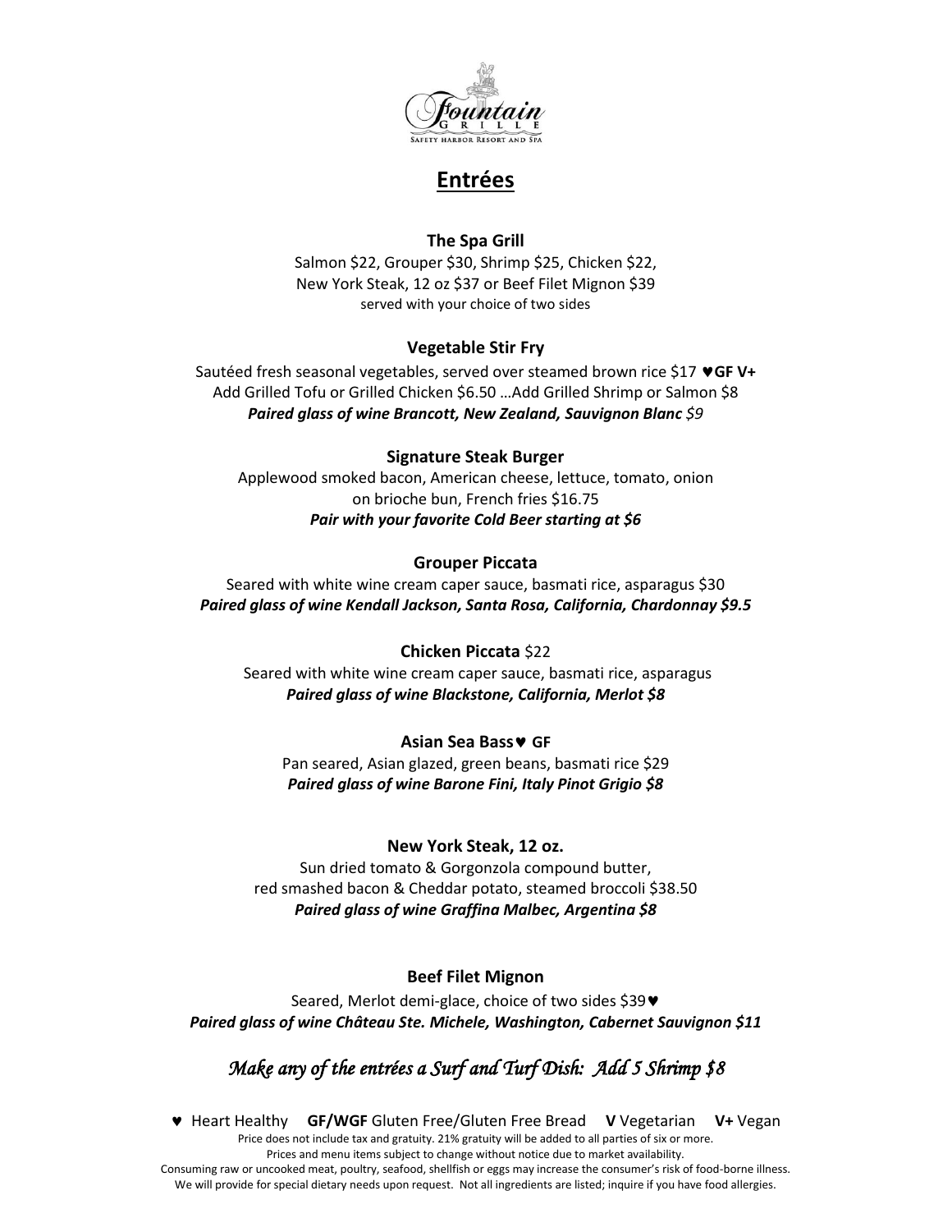Fountain
GRILLE
SAFETY HARBOR RESORT AND SPA

# Entrées

**The Spa Grill**

Salmon $22, Grouper $30, Shrimp $25, Chicken $22,
New York Steak, 12 oz $37 or Beef Filet Mignon $39
served with your choice of two sides

**Vegetable Stir Fry**

Sautéed fresh seasonal vegetables, served over steamed brown rice $17 ♥**GF V+**
Add Grilled Tofu or Grilled Chicken $6.50 …Add Grilled Shrimp or Salmon $8
***Paired glass of wine Brancott, New Zealand, Sauvignon Blanc*** *$9*

**Signature Steak Burger**

Applewood smoked bacon, American cheese, lettuce, tomato, onion
on brioche bun, French fries $16.75
***Pair with your favorite Cold Beer starting at $6***

**Grouper Piccata**

Seared with white wine cream caper sauce, basmati rice, asparagus $30
***Paired glass of wine Kendall Jackson, Santa Rosa, California, Chardonnay $9.5***

**Chicken Piccata** $22

Seared with white wine cream caper sauce, basmati rice, asparagus
***Paired glass of wine Blackstone, California, Merlot $8***

**Asian Sea Bass♥ GF**

Pan seared, Asian glazed, green beans, basmati rice $29
***Paired glass of wine Barone Fini, Italy Pinot Grigio $8***

**New York Steak, 12 oz.**

Sun dried tomato & Gorgonzola compound butter,
red smashed bacon & Cheddar potato, steamed broccoli $38.50
***Paired glass of wine Graffina Malbec, Argentina $8***

**Beef Filet Mignon**

Seared, Merlot demi-glace, choice of two sides $39♥
***Paired glass of wine Château Ste. Michele, Washington, Cabernet Sauvignon $11***

*Make any of the entrées a Surf and Turf Dish: Add 5 Shrimp $8*

♥ Heart Healthy **GF/WGF** Gluten Free/Gluten Free Bread **V** Vegetarian **V+** Vegan

Price does not include tax and gratuity. 21% gratuity will be added to all parties of six or more.
Prices and menu items subject to change without notice due to market availability.
Consuming raw or uncooked meat, poultry, seafood, shellfish or eggs may increase the consumer's risk of food-borne illness.
We will provide for special dietary needs upon request. Not all ingredients are listed; inquire if you have food allergies.